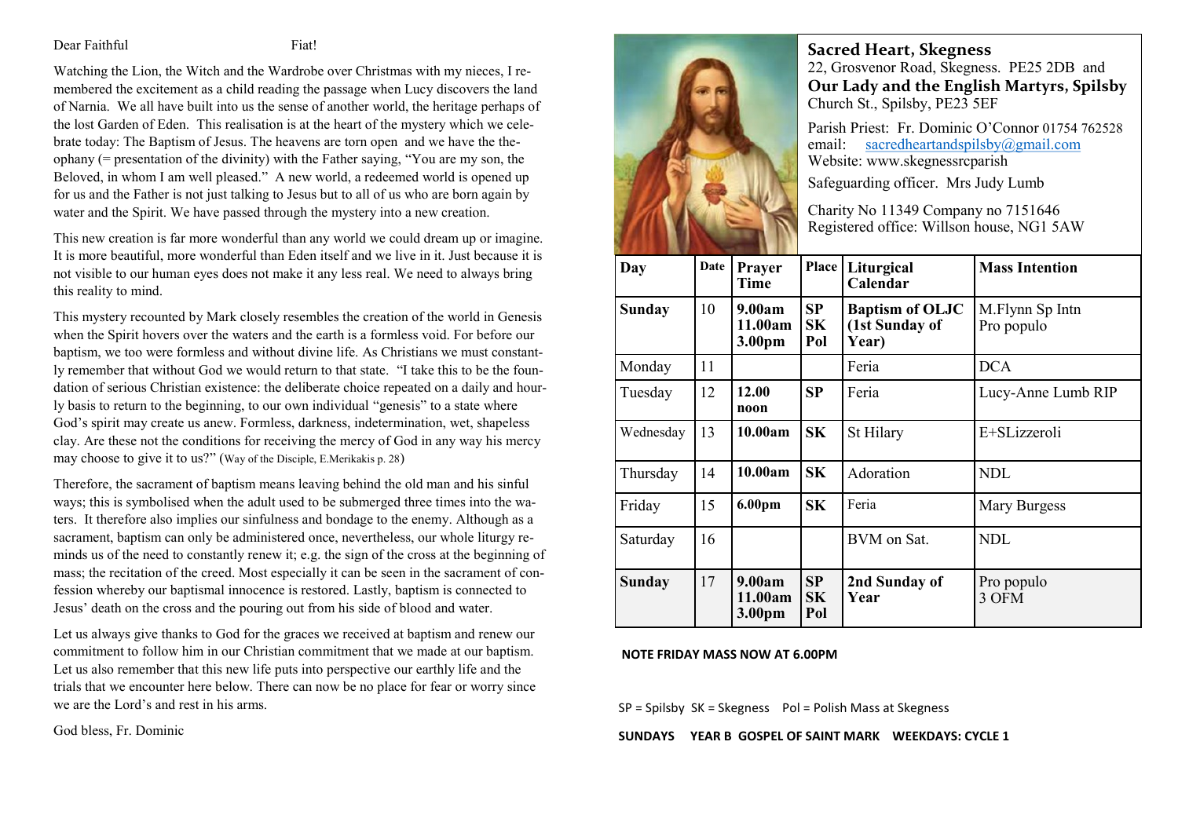Dear Faithful Fiat!

Watching the Lion, the Witch and the Wardrobe over Christmas with my nieces, I remembered the excitement as a child reading the passage when Lucy discovers the land of Narnia. We all have built into us the sense of another world, the heritage perhaps of the lost Garden of Eden. This realisation is at the heart of the mystery which we celebrate today: The Baptism of Jesus. The heavens are torn open and we have the theophany (= presentation of the divinity) with the Father saying, "You are my son, the Beloved, in whom I am well pleased." A new world, a redeemed world is opened up for us and the Father is not just talking to Jesus but to all of us who are born again by water and the Spirit. We have passed through the mystery into a new creation.

This new creation is far more wonderful than any world we could dream up or imagine. It is more beautiful, more wonderful than Eden itself and we live in it. Just because it is not visible to our human eyes does not make it any less real. We need to always bring this reality to mind.

This mystery recounted by Mark closely resembles the creation of the world in Genesis when the Spirit hovers over the waters and the earth is a formless void. For before our baptism, we too were formless and without divine life. As Christians we must constantly remember that without God we would return to that state. "I take this to be the foundation of serious Christian existence: the deliberate choice repeated on a daily and hourly basis to return to the beginning, to our own individual "genesis" to a state where God's spirit may create us anew. Formless, darkness, indetermination, wet, shapeless clay. Are these not the conditions for receiving the mercy of God in any way his mercy may choose to give it to us?" (Way of the Disciple, E.Merikakis p. 28)

Therefore, the sacrament of baptism means leaving behind the old man and his sinful ways; this is symbolised when the adult used to be submerged three times into the waters. It therefore also implies our sinfulness and bondage to the enemy. Although as a sacrament, baptism can only be administered once, nevertheless, our whole liturgy reminds us of the need to constantly renew it; e.g. the sign of the cross at the beginning of mass; the recitation of the creed. Most especially it can be seen in the sacrament of confession whereby our baptismal innocence is restored. Lastly, baptism is connected to Jesus' death on the cross and the pouring out from his side of blood and water.

Let us always give thanks to God for the graces we received at baptism and renew our commitment to follow him in our Christian commitment that we made at our baptism. Let us also remember that this new life puts into perspective our earthly life and the trials that we encounter here below. There can now be no place for fear or worry since we are the Lord's and rest in his arms.

God bless, Fr. Dominic

## Sacred Heart, Skegness

22, Grosvenor Road, Skegness. PE25 2DB and

## Our Lady and the English Martyrs, Spilsby

Church St., Spilsby, PE23 5EF

Parish Priest: Fr. Dominic O'Connor 01754 762528
email: sacredheartandspilsby@gmail.com
Website: www.skegnessrcparish

Safeguarding officer. Mrs Judy Lumb

Charity No 11349 Company no 7151646
Registered office: Willson house, NG1 5AW

| Day | Date | Prayer Time | Place | Liturgical Calendar | Mass Intention |
|---|---|---|---|---|---|
| **Sunday** | 10 | **9.00am 11.00am 3.00pm** | **SP SK Pol** | **Baptism of OLJC (1st Sunday of Year)** | M.Flynn Sp Intn Pro populo |
| Monday | 11 | | | Feria | DCA |
| Tuesday | 12 | **12.00 noon** | **SP** | Feria | Lucy-Anne Lumb RIP |
| Wednesday | 13 | **10.00am** | **SK** | St Hilary | E+SLizzeroli |
| Thursday | 14 | **10.00am** | **SK** | Adoration | NDL |
| Friday | 15 | **6.00pm** | **SK** | Feria | Mary Burgess |
| Saturday | 16 | | | BVM on Sat. | NDL |
| **Sunday** | 17 | **9.00am 11.00am 3.00pm** | **SP SK Pol** | **2nd Sunday of Year** | Pro populo 3 OFM |

**NOTE FRIDAY MASS NOW AT 6.00PM**

SP = Spilsby SK = Skegness Pol = Polish Mass at Skegness

**SUNDAYS YEAR B GOSPEL OF SAINT MARK WEEKDAYS: CYCLE 1**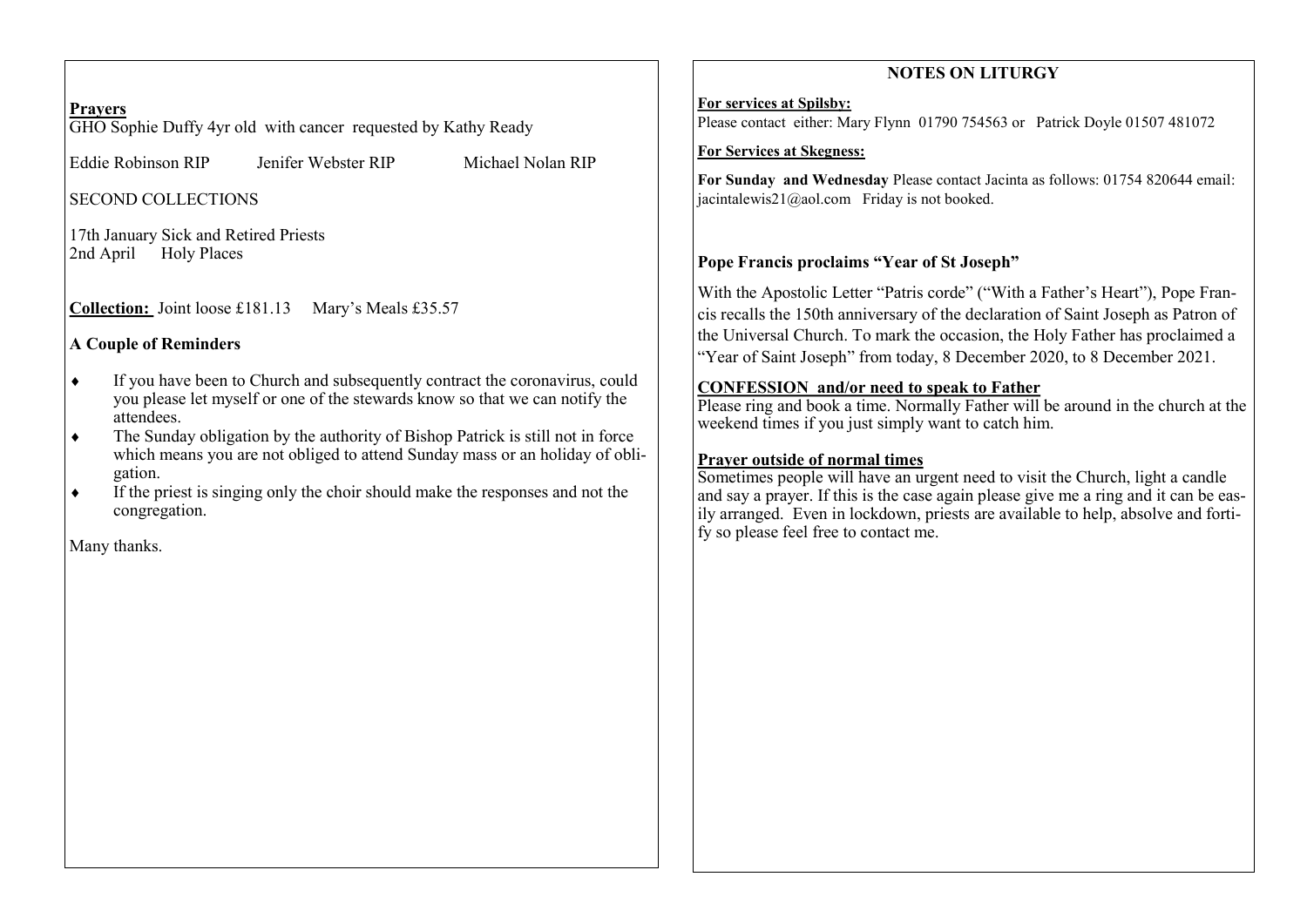**Prayers**

GHO Sophie Duffy 4yr old with cancer requested by Kathy Ready

Eddie Robinson RIP Jenifer Webster RIP Michael Nolan RIP

SECOND COLLECTIONS

17th January Sick and Retired Priests
2nd April Holy Places

**Collection:** Joint loose £181.13 Mary's Meals £35.57

**A Couple of Reminders**

- If you have been to Church and subsequently contract the coronavirus, could you please let myself or one of the stewards know so that we can notify the attendees.
- The Sunday obligation by the authority of Bishop Patrick is still not in force which means you are not obliged to attend Sunday mass or an holiday of obligation.
- If the priest is singing only the choir should make the responses and not the congregation.

Many thanks.

## NOTES ON LITURGY

**For services at Spilsby:**
Please contact either: Mary Flynn 01790 754563 or Patrick Doyle 01507 481072

**For Services at Skegness:**

**For Sunday and Wednesday** Please contact Jacinta as follows: 01754 820644 email: jacintalewis21@aol.com Friday is not booked.

**Pope Francis proclaims "Year of St Joseph"**

With the Apostolic Letter "Patris corde" ("With a Father's Heart"), Pope Francis recalls the 150th anniversary of the declaration of Saint Joseph as Patron of the Universal Church. To mark the occasion, the Holy Father has proclaimed a "Year of Saint Joseph" from today, 8 December 2020, to 8 December 2021.

**CONFESSION and/or need to speak to Father**

Please ring and book a time. Normally Father will be around in the church at the weekend times if you just simply want to catch him.

**Prayer outside of normal times**

Sometimes people will have an urgent need to visit the Church, light a candle and say a prayer. If this is the case again please give me a ring and it can be easily arranged. Even in lockdown, priests are available to help, absolve and fortify so please feel free to contact me.